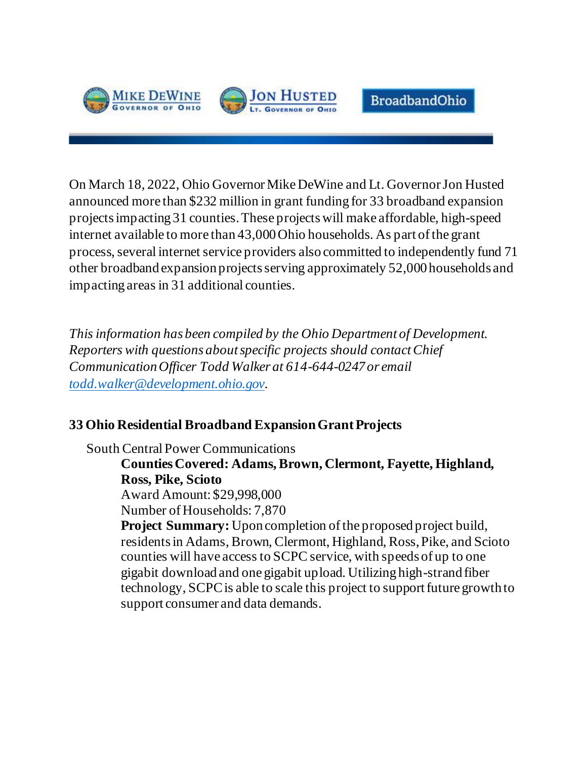MIKE DEWINE
GOVERNOR OF OHIO

JON HUSTED
LT. GOVERNOR OF OHIO

BroadbandOhio

On March 18, 2022, Ohio Governor Mike DeWine and Lt. Governor Jon Husted announced more than $232 million in grant funding for 33 broadband expansion projects impacting 31 counties. These projects will make affordable, high-speed internet available to more than 43,000 Ohio households. As part of the grant process, several internet service providers also committed to independently fund 71 other broadband expansion projects serving approximately 52,000 households and impacting areas in 31 additional counties.

*This information has been compiled by the Ohio Department of Development. Reporters with questions about specific projects should contact Chief Communication Officer Todd Walker at 614-644-0247 or email [todd.walker@development.ohio.gov](mailto:todd.walker@development.ohio.gov).*

## 33 Ohio Residential Broadband Expansion Grant Projects

South Central Power Communications

**Counties Covered: Adams, Brown, Clermont, Fayette, Highland, Ross, Pike, Scioto**
Award Amount: $29,998,000
Number of Households: 7,870
**Project Summary:** Upon completion of the proposed project build, residents in Adams, Brown, Clermont, Highland, Ross, Pike, and Scioto counties will have access to SCPC service, with speeds of up to one gigabit download and one gigabit upload. Utilizing high-strand fiber technology, SCPC is able to scale this project to support future growth to support consumer and data demands.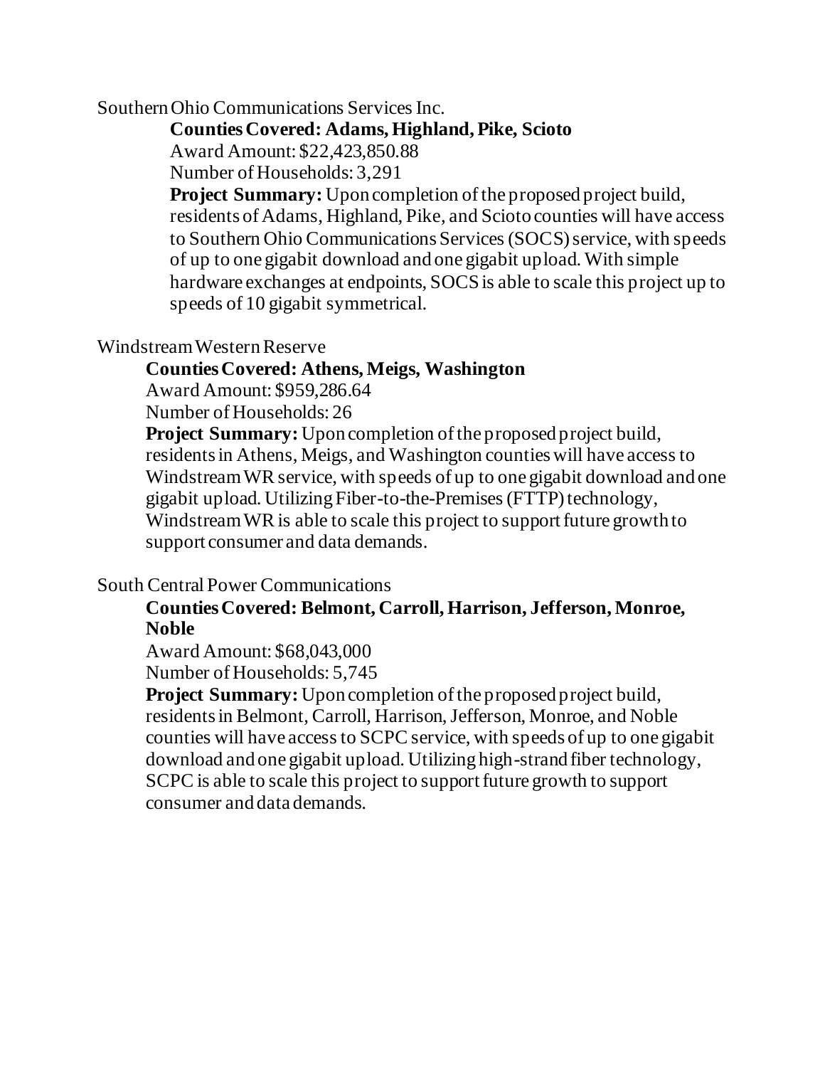Southern Ohio Communications Services Inc.

**Counties Covered: Adams, Highland, Pike, Scioto**

Award Amount: $22,423,850.88

Number of Households: 3,291

**Project Summary:** Upon completion of the proposed project build, residents of Adams, Highland, Pike, and Scioto counties will have access to Southern Ohio Communications Services (SOCS) service, with speeds of up to one gigabit download and one gigabit upload. With simple hardware exchanges at endpoints, SOCS is able to scale this project up to speeds of 10 gigabit symmetrical.

Windstream Western Reserve

**Counties Covered: Athens, Meigs, Washington**

Award Amount: $959,286.64

Number of Households: 26

**Project Summary:** Upon completion of the proposed project build, residents in Athens, Meigs, and Washington counties will have access to Windstream WR service, with speeds of up to one gigabit download and one gigabit upload. Utilizing Fiber-to-the-Premises (FTTP) technology, Windstream WR is able to scale this project to support future growth to support consumer and data demands.

South Central Power Communications

**Counties Covered: Belmont, Carroll, Harrison, Jefferson, Monroe, Noble**

Award Amount: $68,043,000

Number of Households: 5,745

**Project Summary:** Upon completion of the proposed project build, residents in Belmont, Carroll, Harrison, Jefferson, Monroe, and Noble counties will have access to SCPC service, with speeds of up to one gigabit download and one gigabit upload. Utilizing high-strand fiber technology, SCPC is able to scale this project to support future growth to support consumer and data demands.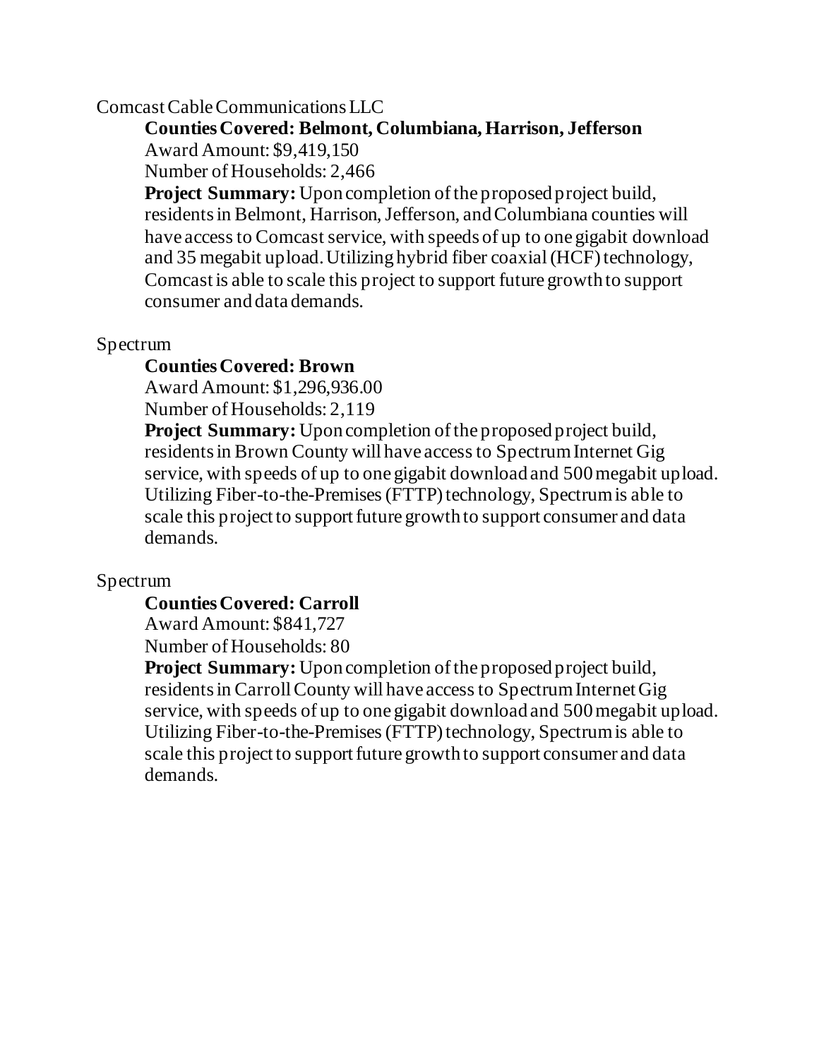Comcast Cable Communications LLC

**Counties Covered: Belmont, Columbiana, Harrison, Jefferson**

Award Amount: $9,419,150

Number of Households: 2,466

**Project Summary:** Upon completion of the proposed project build, residents in Belmont, Harrison, Jefferson, and Columbiana counties will have access to Comcast service, with speeds of up to one gigabit download and 35 megabit upload. Utilizing hybrid fiber coaxial (HCF) technology, Comcast is able to scale this project to support future growth to support consumer and data demands.

Spectrum

**Counties Covered: Brown**

Award Amount: $1,296,936.00

Number of Households: 2,119

**Project Summary:** Upon completion of the proposed project build, residents in Brown County will have access to Spectrum Internet Gig service, with speeds of up to one gigabit download and 500 megabit upload. Utilizing Fiber-to-the-Premises (FTTP) technology, Spectrum is able to scale this project to support future growth to support consumer and data demands.

Spectrum

**Counties Covered: Carroll**

Award Amount: $841,727

Number of Households: 80

**Project Summary:** Upon completion of the proposed project build, residents in Carroll County will have access to Spectrum Internet Gig service, with speeds of up to one gigabit download and 500 megabit upload. Utilizing Fiber-to-the-Premises (FTTP) technology, Spectrum is able to scale this project to support future growth to support consumer and data demands.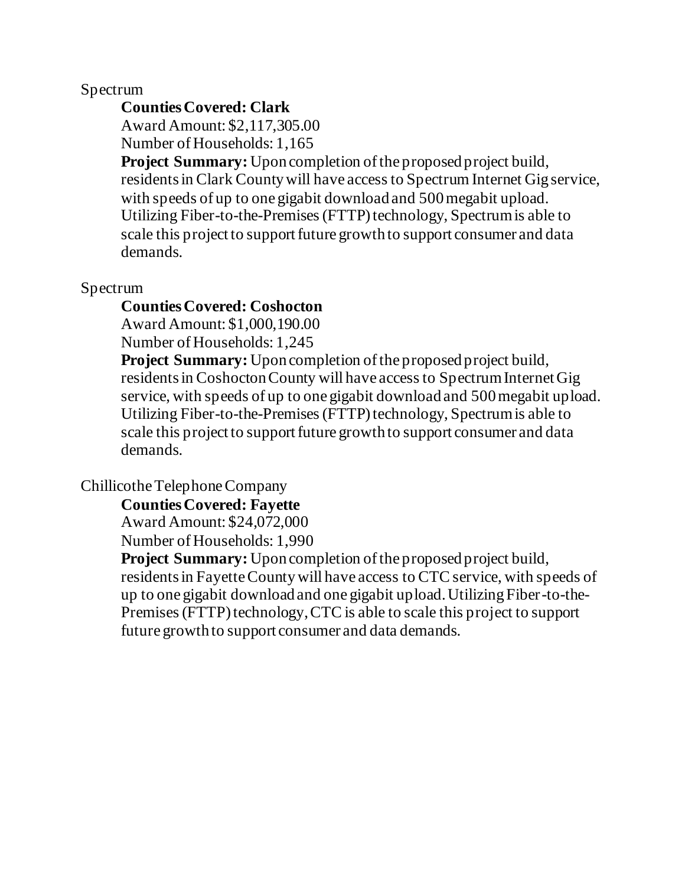Spectrum

**Counties Covered: Clark**

Award Amount: $2,117,305.00

Number of Households: 1,165

**Project Summary:** Upon completion of the proposed project build, residents in Clark County will have access to Spectrum Internet Gig service, with speeds of up to one gigabit download and 500 megabit upload. Utilizing Fiber-to-the-Premises (FTTP) technology, Spectrum is able to scale this project to support future growth to support consumer and data demands.

Spectrum

**Counties Covered: Coshocton**

Award Amount: $1,000,190.00

Number of Households: 1,245

**Project Summary:** Upon completion of the proposed project build, residents in Coshocton County will have access to Spectrum Internet Gig service, with speeds of up to one gigabit download and 500 megabit upload. Utilizing Fiber-to-the-Premises (FTTP) technology, Spectrum is able to scale this project to support future growth to support consumer and data demands.

Chillicothe Telephone Company

**Counties Covered: Fayette**

Award Amount: $24,072,000

Number of Households: 1,990

**Project Summary:** Upon completion of the proposed project build, residents in Fayette County will have access to CTC service, with speeds of up to one gigabit download and one gigabit upload. Utilizing Fiber-to-the-Premises (FTTP) technology, CTC is able to scale this project to support future growth to support consumer and data demands.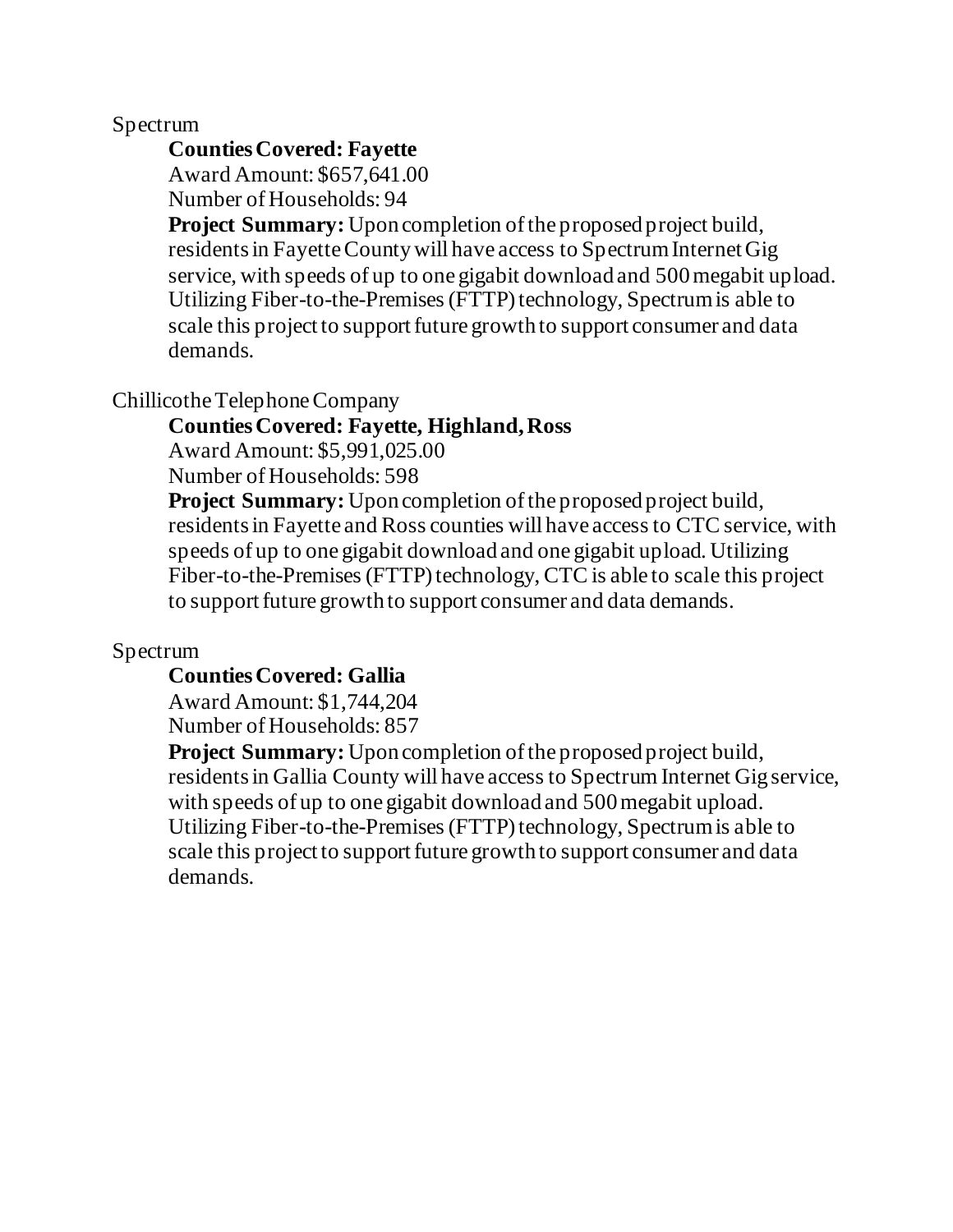Spectrum

**Counties Covered: Fayette**

Award Amount: $657,641.00

Number of Households: 94

**Project Summary:** Upon completion of the proposed project build, residents in Fayette County will have access to Spectrum Internet Gig service, with speeds of up to one gigabit download and 500 megabit upload. Utilizing Fiber-to-the-Premises (FTTP) technology, Spectrum is able to scale this project to support future growth to support consumer and data demands.

Chillicothe Telephone Company

**Counties Covered: Fayette, Highland, Ross**

Award Amount: $5,991,025.00

Number of Households: 598

**Project Summary:** Upon completion of the proposed project build, residents in Fayette and Ross counties will have access to CTC service, with speeds of up to one gigabit download and one gigabit upload. Utilizing Fiber-to-the-Premises (FTTP) technology, CTC is able to scale this project to support future growth to support consumer and data demands.

Spectrum

**Counties Covered: Gallia**

Award Amount: $1,744,204

Number of Households: 857

**Project Summary:** Upon completion of the proposed project build, residents in Gallia County will have access to Spectrum Internet Gig service, with speeds of up to one gigabit download and 500 megabit upload. Utilizing Fiber-to-the-Premises (FTTP) technology, Spectrum is able to scale this project to support future growth to support consumer and data demands.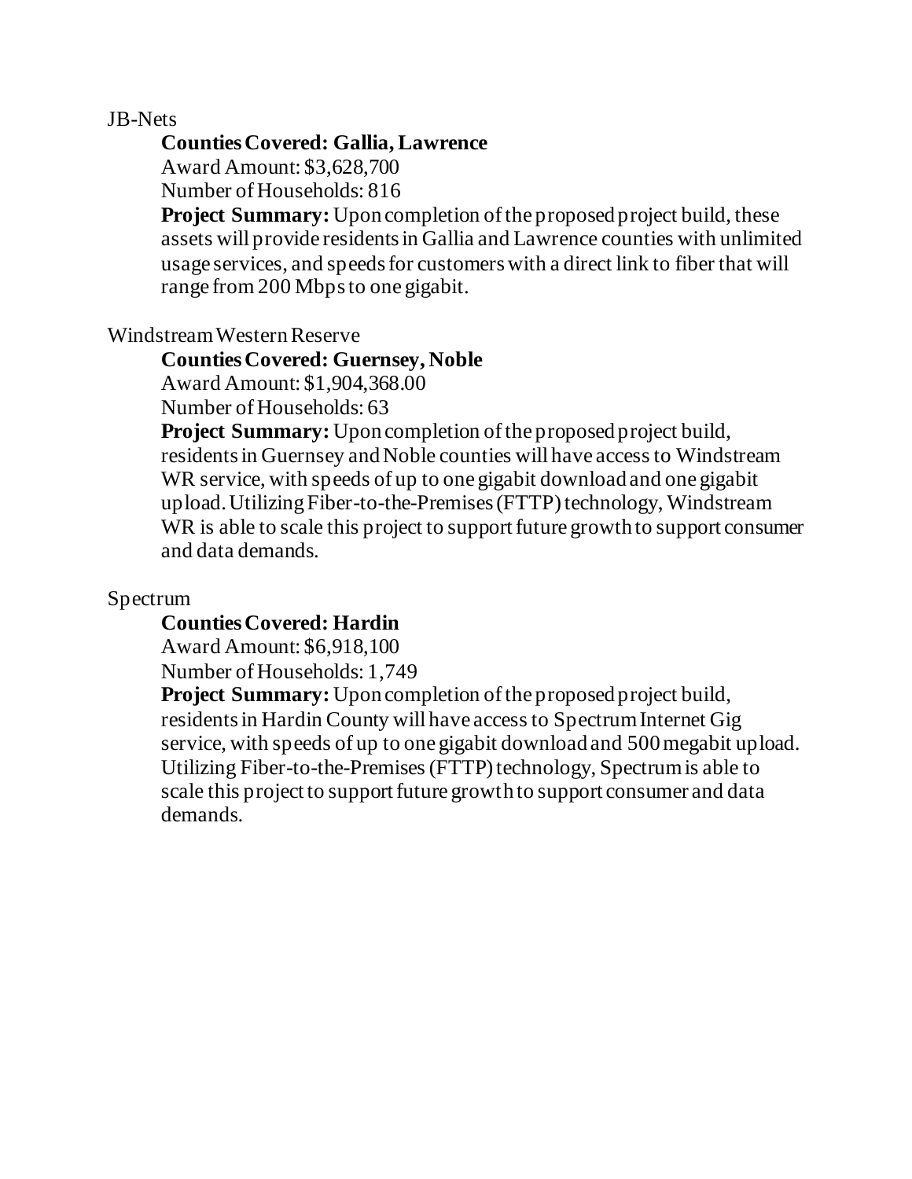JB-Nets

**Counties Covered: Gallia, Lawrence**

Award Amount: $3,628,700

Number of Households: 816

**Project Summary:** Upon completion of the proposed project build, these assets will provide residents in Gallia and Lawrence counties with unlimited usage services, and speeds for customers with a direct link to fiber that will range from 200 Mbps to one gigabit.

Windstream Western Reserve

**Counties Covered: Guernsey, Noble**

Award Amount: $1,904,368.00

Number of Households: 63

**Project Summary:** Upon completion of the proposed project build, residents in Guernsey and Noble counties will have access to Windstream WR service, with speeds of up to one gigabit download and one gigabit upload. Utilizing Fiber-to-the-Premises (FTTP) technology, Windstream WR is able to scale this project to support future growth to support consumer and data demands.

Spectrum

**Counties Covered: Hardin**

Award Amount: $6,918,100

Number of Households: 1,749

**Project Summary:** Upon completion of the proposed project build, residents in Hardin County will have access to Spectrum Internet Gig service, with speeds of up to one gigabit download and 500 megabit upload. Utilizing Fiber-to-the-Premises (FTTP) technology, Spectrum is able to scale this project to support future growth to support consumer and data demands.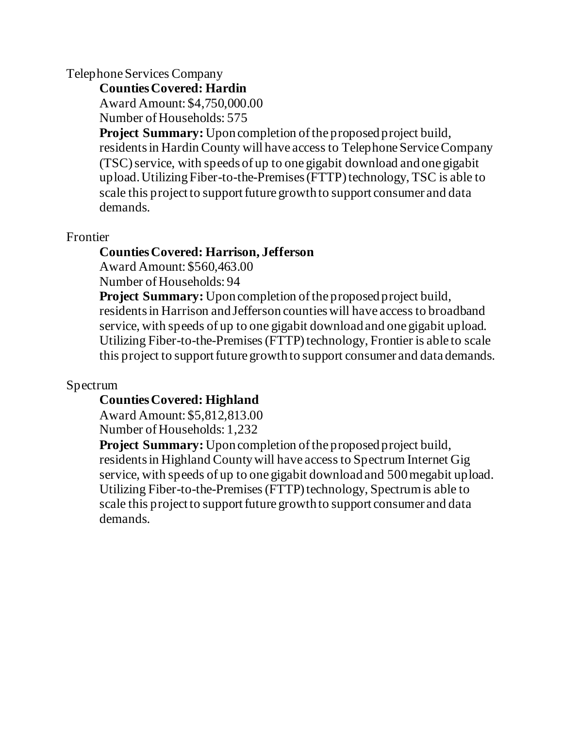Telephone Services Company

**Counties Covered: Hardin**

Award Amount: $4,750,000.00

Number of Households: 575

**Project Summary:** Upon completion of the proposed project build, residents in Hardin County will have access to Telephone Service Company (TSC) service, with speeds of up to one gigabit download and one gigabit upload. Utilizing Fiber-to-the-Premises (FTTP) technology, TSC is able to scale this project to support future growth to support consumer and data demands.

Frontier

**Counties Covered: Harrison, Jefferson**

Award Amount: $560,463.00

Number of Households: 94

**Project Summary:** Upon completion of the proposed project build, residents in Harrison and Jefferson counties will have access to broadband service, with speeds of up to one gigabit download and one gigabit upload. Utilizing Fiber-to-the-Premises (FTTP) technology, Frontier is able to scale this project to support future growth to support consumer and data demands.

Spectrum

**Counties Covered: Highland**

Award Amount: $5,812,813.00

Number of Households: 1,232

**Project Summary:** Upon completion of the proposed project build, residents in Highland County will have access to Spectrum Internet Gig service, with speeds of up to one gigabit download and 500 megabit upload. Utilizing Fiber-to-the-Premises (FTTP) technology, Spectrum is able to scale this project to support future growth to support consumer and data demands.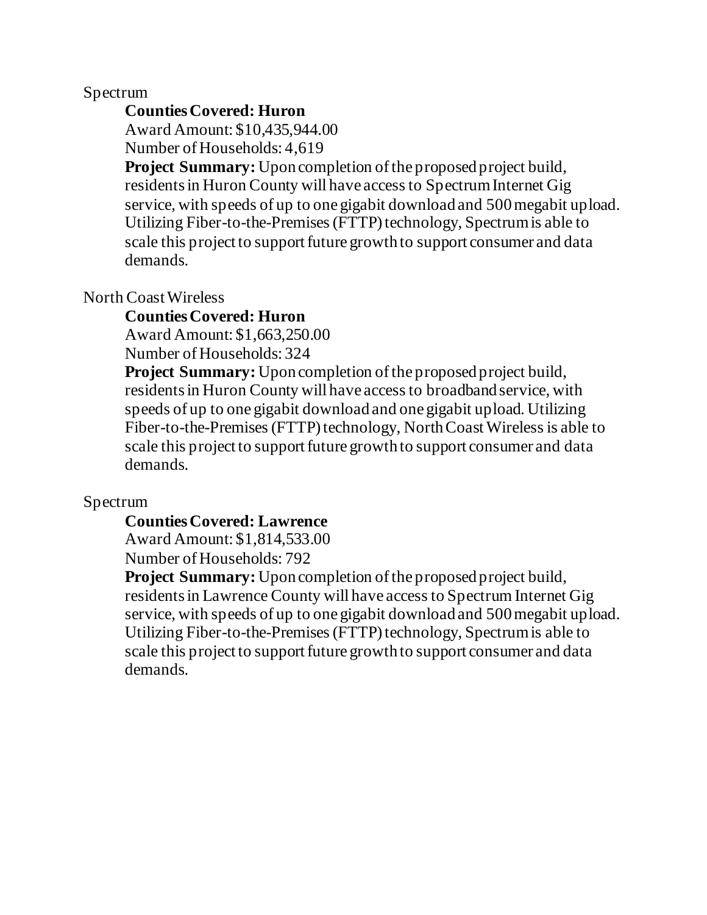Spectrum

**Counties Covered: Huron**

Award Amount: $10,435,944.00

Number of Households: 4,619

**Project Summary:** Upon completion of the proposed project build, residents in Huron County will have access to Spectrum Internet Gig service, with speeds of up to one gigabit download and 500 megabit upload. Utilizing Fiber-to-the-Premises (FTTP) technology, Spectrum is able to scale this project to support future growth to support consumer and data demands.

North Coast Wireless

**Counties Covered: Huron**

Award Amount: $1,663,250.00

Number of Households: 324

**Project Summary:** Upon completion of the proposed project build, residents in Huron County will have access to broadband service, with speeds of up to one gigabit download and one gigabit upload. Utilizing Fiber-to-the-Premises (FTTP) technology, North Coast Wireless is able to scale this project to support future growth to support consumer and data demands.

Spectrum

**Counties Covered: Lawrence**

Award Amount: $1,814,533.00

Number of Households: 792

**Project Summary:** Upon completion of the proposed project build, residents in Lawrence County will have access to Spectrum Internet Gig service, with speeds of up to one gigabit download and 500 megabit upload. Utilizing Fiber-to-the-Premises (FTTP) technology, Spectrum is able to scale this project to support future growth to support consumer and data demands.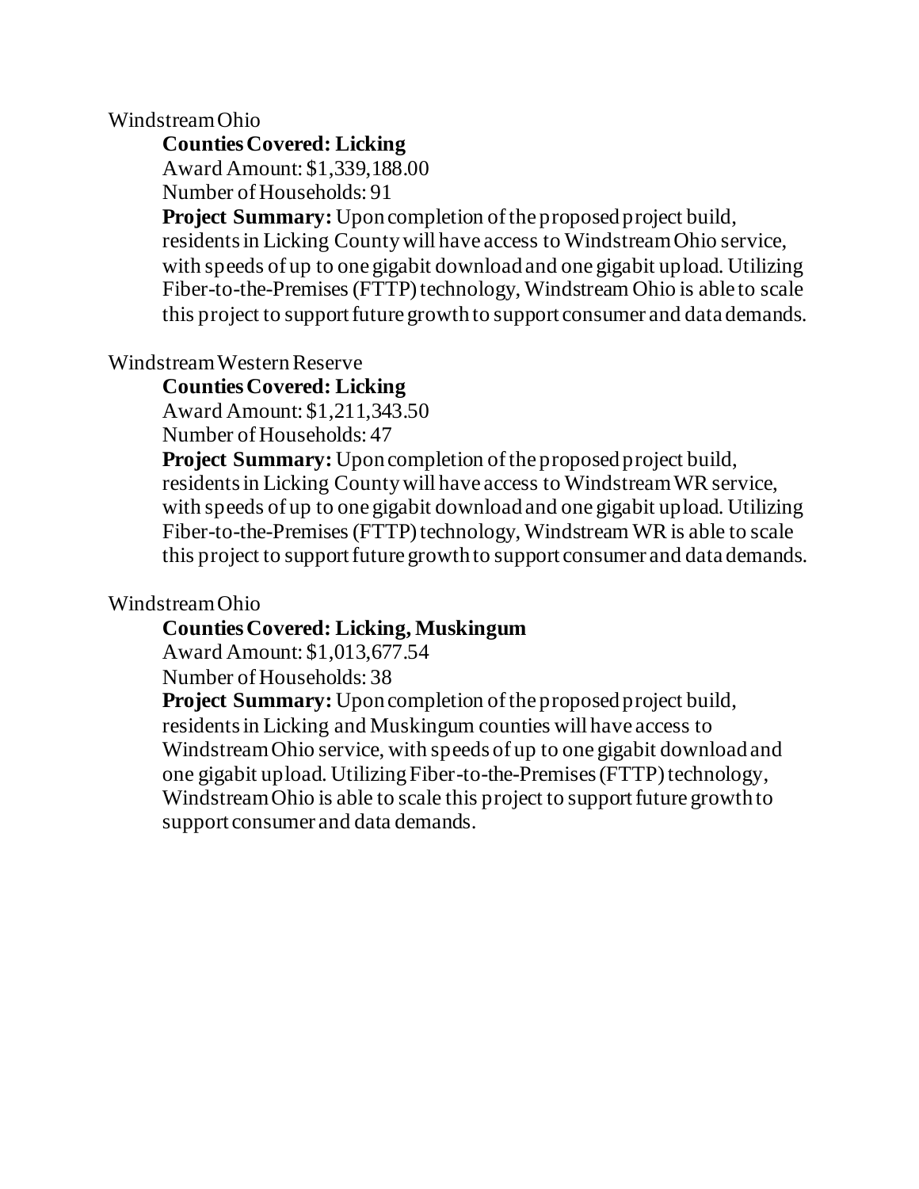Windstream Ohio

**Counties Covered: Licking**

Award Amount: $1,339,188.00

Number of Households: 91

**Project Summary:** Upon completion of the proposed project build, residents in Licking County will have access to Windstream Ohio service, with speeds of up to one gigabit download and one gigabit upload. Utilizing Fiber-to-the-Premises (FTTP) technology, Windstream Ohio is able to scale this project to support future growth to support consumer and data demands.

Windstream Western Reserve

**Counties Covered: Licking**

Award Amount: $1,211,343.50

Number of Households: 47

**Project Summary:** Upon completion of the proposed project build, residents in Licking County will have access to Windstream WR service, with speeds of up to one gigabit download and one gigabit upload. Utilizing Fiber-to-the-Premises (FTTP) technology, Windstream WR is able to scale this project to support future growth to support consumer and data demands.

Windstream Ohio

**Counties Covered: Licking, Muskingum**

Award Amount: $1,013,677.54

Number of Households: 38

**Project Summary:** Upon completion of the proposed project build, residents in Licking and Muskingum counties will have access to Windstream Ohio service, with speeds of up to one gigabit download and one gigabit upload. Utilizing Fiber-to-the-Premises (FTTP) technology, Windstream Ohio is able to scale this project to support future growth to support consumer and data demands.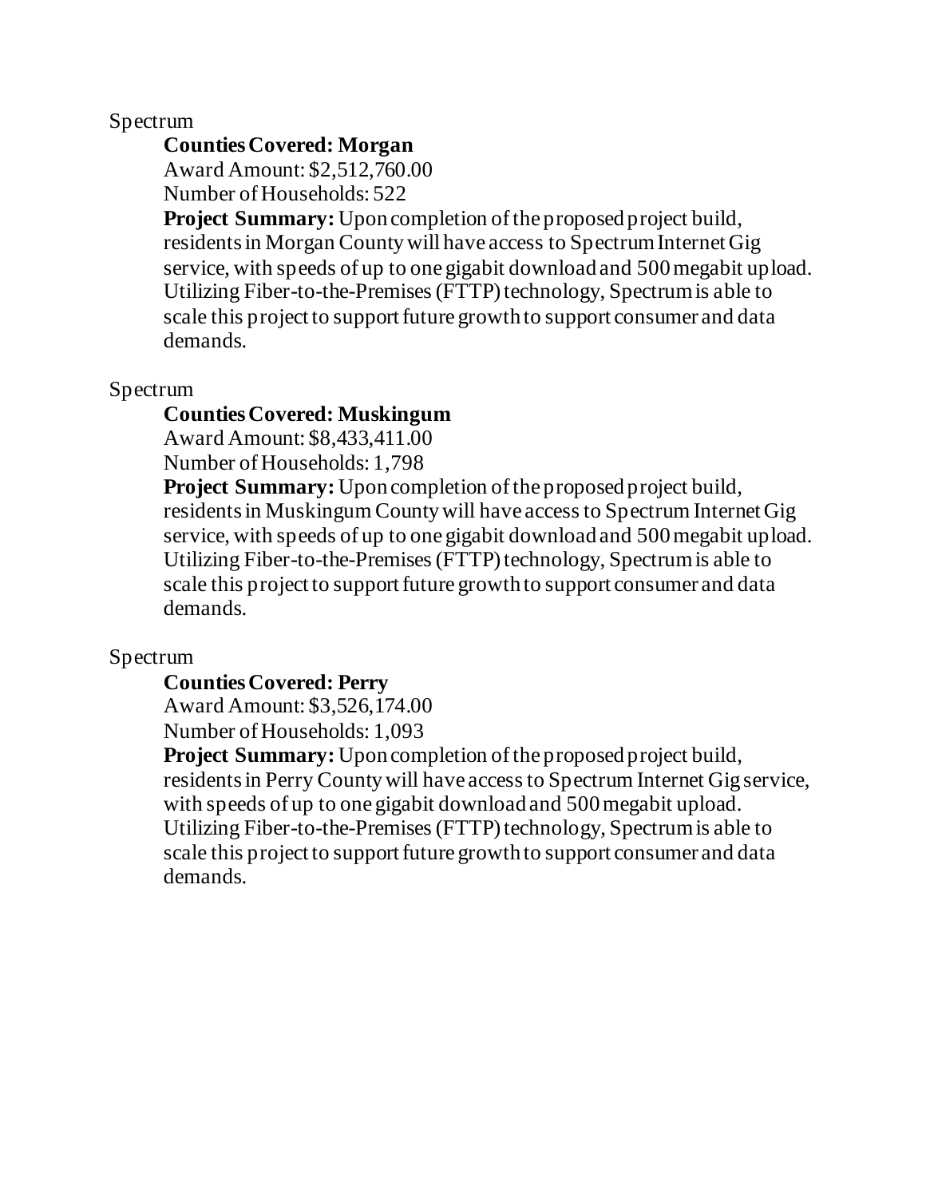Spectrum

**Counties Covered: Morgan**
Award Amount: $2,512,760.00
Number of Households: 522
**Project Summary:** Upon completion of the proposed project build, residents in Morgan County will have access to Spectrum Internet Gig service, with speeds of up to one gigabit download and 500 megabit upload. Utilizing Fiber-to-the-Premises (FTTP) technology, Spectrum is able to scale this project to support future growth to support consumer and data demands.

Spectrum

**Counties Covered: Muskingum**
Award Amount: $8,433,411.00
Number of Households: 1,798
**Project Summary:** Upon completion of the proposed project build, residents in Muskingum County will have access to Spectrum Internet Gig service, with speeds of up to one gigabit download and 500 megabit upload. Utilizing Fiber-to-the-Premises (FTTP) technology, Spectrum is able to scale this project to support future growth to support consumer and data demands.

Spectrum

**Counties Covered: Perry**
Award Amount: $3,526,174.00
Number of Households: 1,093
**Project Summary:** Upon completion of the proposed project build, residents in Perry County will have access to Spectrum Internet Gig service, with speeds of up to one gigabit download and 500 megabit upload. Utilizing Fiber-to-the-Premises (FTTP) technology, Spectrum is able to scale this project to support future growth to support consumer and data demands.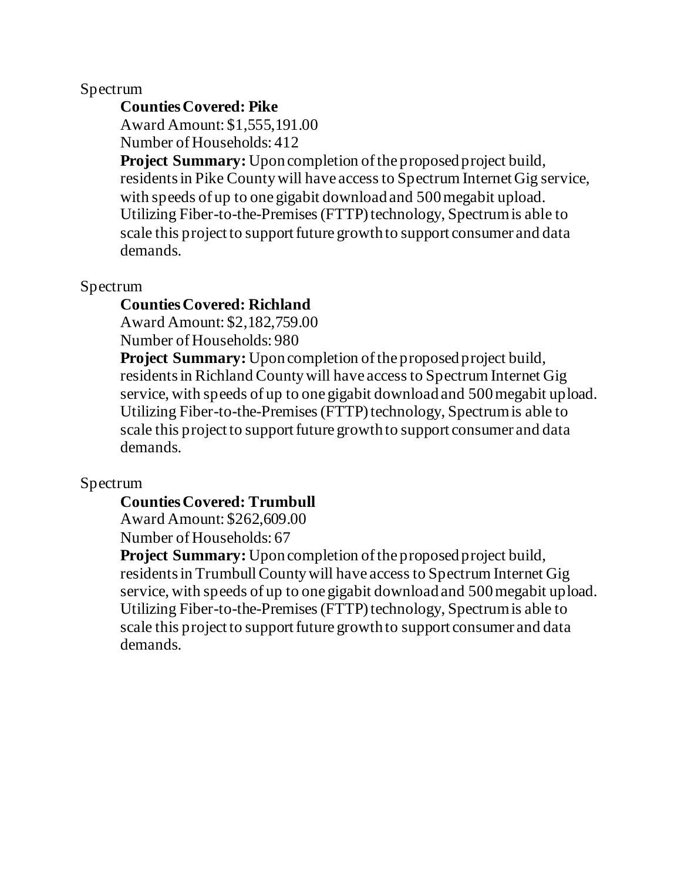Spectrum

**Counties Covered: Pike**

Award Amount: $1,555,191.00

Number of Households: 412

**Project Summary:** Upon completion of the proposed project build, residents in Pike County will have access to Spectrum Internet Gig service, with speeds of up to one gigabit download and 500 megabit upload. Utilizing Fiber-to-the-Premises (FTTP) technology, Spectrum is able to scale this project to support future growth to support consumer and data demands.

Spectrum

**Counties Covered: Richland**

Award Amount: $2,182,759.00

Number of Households: 980

**Project Summary:** Upon completion of the proposed project build, residents in Richland County will have access to Spectrum Internet Gig service, with speeds of up to one gigabit download and 500 megabit upload. Utilizing Fiber-to-the-Premises (FTTP) technology, Spectrum is able to scale this project to support future growth to support consumer and data demands.

Spectrum

**Counties Covered: Trumbull**

Award Amount: $262,609.00

Number of Households: 67

**Project Summary:** Upon completion of the proposed project build, residents in Trumbull County will have access to Spectrum Internet Gig service, with speeds of up to one gigabit download and 500 megabit upload. Utilizing Fiber-to-the-Premises (FTTP) technology, Spectrum is able to scale this project to support future growth to support consumer and data demands.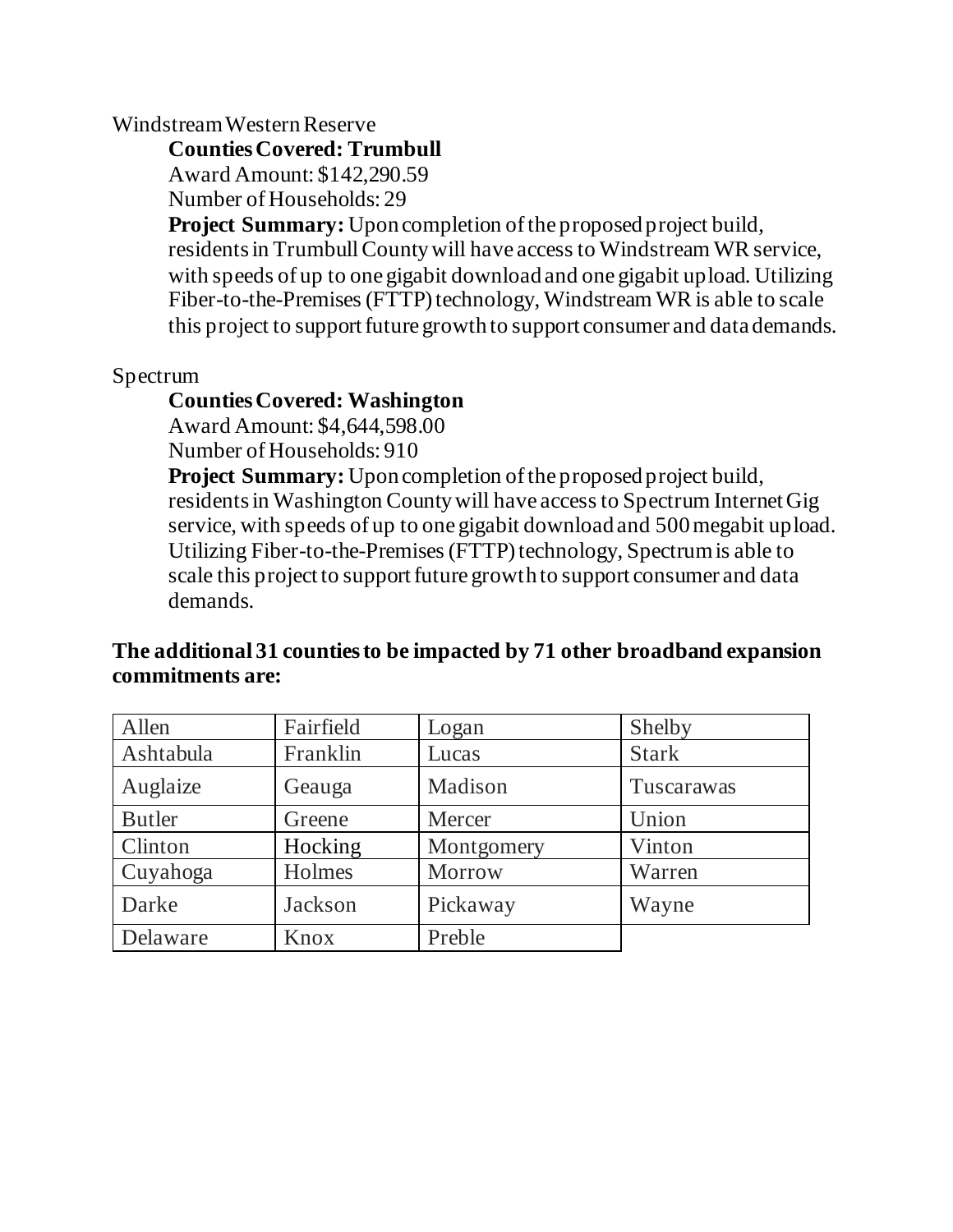Windstream Western Reserve

**Counties Covered: Trumbull**

Award Amount: $142,290.59

Number of Households: 29

**Project Summary:** Upon completion of the proposed project build, residents in Trumbull County will have access to Windstream WR service, with speeds of up to one gigabit download and one gigabit upload. Utilizing Fiber-to-the-Premises (FTTP) technology, Windstream WR is able to scale this project to support future growth to support consumer and data demands.

Spectrum

**Counties Covered: Washington**

Award Amount: $4,644,598.00

Number of Households: 910

**Project Summary:** Upon completion of the proposed project build, residents in Washington County will have access to Spectrum Internet Gig service, with speeds of up to one gigabit download and 500 megabit upload. Utilizing Fiber-to-the-Premises (FTTP) technology, Spectrum is able to scale this project to support future growth to support consumer and data demands.

**The additional 31 counties to be impacted by 71 other broadband expansion commitments are:**

| | | | |
|---|---|---|---|
| Allen | Fairfield | Logan | Shelby |
| Ashtabula | Franklin | Lucas | Stark |
| Auglaize | Geauga | Madison | Tuscarawas |
| Butler | Greene | Mercer | Union |
| Clinton | Hocking | Montgomery | Vinton |
| Cuyahoga | Holmes | Morrow | Warren |
| Darke | Jackson | Pickaway | Wayne |
| Delaware | Knox | Preble | |